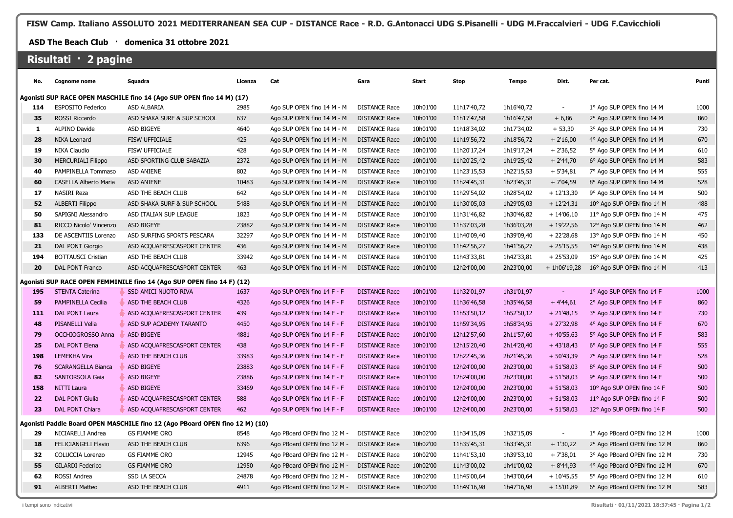**FISW Camp. Italiano ASSOLUTO 2021 MEDITERRANEAN SEA CUP - DISTANCE Race - R.D. G.Antonacci UDG S.Pisanelli - UDG M.Fraccalvieri - UDG F.Cavicchioli**

**ASD The Beach Club · domenica 31 ottobre 2021**

## Risultati · 2 pagine

| No. | Cognome nome | Squadra | Licenza | Cat | Gara | Start | Stop | Tempo | Dist. | Per cat. | Punti |
|---|---|---|---|---|---|---|---|---|---|---|---|
| **Agonisti SUP RACE OPEN MASCHILE fino 14 (Ago SUP OPEN fino 14 M) (17)** | | | | | | | | | | | |
| 114 | ESPOSITO Federico | ASD ALBARIA | 2985 | Ago SUP OPEN fino 14 M - M | DISTANCE Race | 10h01'00 | 11h17'40,72 | 1h16'40,72 | - | 1° Ago SUP OPEN fino 14 M | 1000 |
| 35 | ROSSI Riccardo | ASD SHAKA SURF & SUP SCHOOL | 637 | Ago SUP OPEN fino 14 M - M | DISTANCE Race | 10h01'00 | 11h17'47,58 | 1h16'47,58 | + 6,86 | 2° Ago SUP OPEN fino 14 M | 860 |
| 1 | ALPINO Davide | ASD BIGEYE | 4640 | Ago SUP OPEN fino 14 M - M | DISTANCE Race | 10h01'00 | 11h18'34,02 | 1h17'34,02 | + 53,30 | 3° Ago SUP OPEN fino 14 M | 730 |
| 28 | NIKA Leonard | FISW UFFICIALE | 425 | Ago SUP OPEN fino 14 M - M | DISTANCE Race | 10h01'00 | 11h19'56,72 | 1h18'56,72 | + 2'16,00 | 4° Ago SUP OPEN fino 14 M | 670 |
| 19 | NIKA Claudio | FISW UFFICIALE | 428 | Ago SUP OPEN fino 14 M - M | DISTANCE Race | 10h01'00 | 11h20'17,24 | 1h19'17,24 | + 2'36,52 | 5° Ago SUP OPEN fino 14 M | 610 |
| 30 | MERCURIALI Filippo | ASD SPORTING CLUB SABAZIA | 2372 | Ago SUP OPEN fino 14 M - M | DISTANCE Race | 10h01'00 | 11h20'25,42 | 1h19'25,42 | + 2'44,70 | 6° Ago SUP OPEN fino 14 M | 583 |
| 40 | PAMPINELLA Tommaso | ASD ANIENE | 802 | Ago SUP OPEN fino 14 M - M | DISTANCE Race | 10h01'00 | 11h23'15,53 | 1h22'15,53 | + 5'34,81 | 7° Ago SUP OPEN fino 14 M | 555 |
| 60 | CASELLA Alberto Maria | ASD ANIENE | 10483 | Ago SUP OPEN fino 14 M - M | DISTANCE Race | 10h01'00 | 11h24'45,31 | 1h23'45,31 | + 7'04,59 | 8° Ago SUP OPEN fino 14 M | 528 |
| 17 | NASIRI Reza | ASD THE BEACH CLUB | 642 | Ago SUP OPEN fino 14 M - M | DISTANCE Race | 10h01'00 | 11h29'54,02 | 1h28'54,02 | + 12'13,30 | 9° Ago SUP OPEN fino 14 M | 500 |
| 52 | ALBERTI Filippo | ASD SHAKA SURF & SUP SCHOOL | 5488 | Ago SUP OPEN fino 14 M - M | DISTANCE Race | 10h01'00 | 11h30'05,03 | 1h29'05,03 | + 12'24,31 | 10° Ago SUP OPEN fino 14 M | 488 |
| 50 | SAPIGNI Alessandro | ASD ITALIAN SUP LEAGUE | 1823 | Ago SUP OPEN fino 14 M - M | DISTANCE Race | 10h01'00 | 11h31'46,82 | 1h30'46,82 | + 14'06,10 | 11° Ago SUP OPEN fino 14 M | 475 |
| 81 | RICCO Nicolo' Vincenzo | ASD BIGEYE | 23882 | Ago SUP OPEN fino 14 M - M | DISTANCE Race | 10h01'00 | 11h37'03,28 | 1h36'03,28 | + 19'22,56 | 12° Ago SUP OPEN fino 14 M | 462 |
| 133 | DE ASCENTIIS Lorenzo | ASD SURFING SPORTS PESCARA | 32297 | Ago SUP OPEN fino 14 M - M | DISTANCE Race | 10h01'00 | 11h40'09,40 | 1h39'09,40 | + 22'28,68 | 13° Ago SUP OPEN fino 14 M | 450 |
| 21 | DAL PONT Giorgio | ASD ACQUAFRESCASPORT CENTER | 436 | Ago SUP OPEN fino 14 M - M | DISTANCE Race | 10h01'00 | 11h42'56,27 | 1h41'56,27 | + 25'15,55 | 14° Ago SUP OPEN fino 14 M | 438 |
| 194 | BOTTAUSCI Cristian | ASD THE BEACH CLUB | 33942 | Ago SUP OPEN fino 14 M - M | DISTANCE Race | 10h01'00 | 11h43'33,81 | 1h42'33,81 | + 25'53,09 | 15° Ago SUP OPEN fino 14 M | 425 |
| 20 | DAL PONT Franco | ASD ACQUAFRESCASPORT CENTER | 463 | Ago SUP OPEN fino 14 M - M | DISTANCE Race | 10h01'00 | 12h24'00,00 | 2h23'00,00 | + 1h06'19,28 | 16° Ago SUP OPEN fino 14 M | 413 |
| **Agonisti SUP RACE OPEN FEMMINILE fino 14 (Ago SUP OPEN fino 14 F) (12)** | | | | | | | | | | | |
| 195 | STENTA Caterina | SSD AMICI NUOTO RIVA | 1637 | Ago SUP OPEN fino 14 F - F | DISTANCE Race | 10h01'00 | 11h32'01,97 | 1h31'01,97 | - | 1° Ago SUP OPEN fino 14 F | 1000 |
| 59 | PAMPINELLA Cecilia | ASD THE BEACH CLUB | 4326 | Ago SUP OPEN fino 14 F - F | DISTANCE Race | 10h01'00 | 11h36'46,58 | 1h35'46,58 | + 4'44,61 | 2° Ago SUP OPEN fino 14 F | 860 |
| 111 | DAL PONT Laura | ASD ACQUAFRESCASPORT CENTER | 439 | Ago SUP OPEN fino 14 F - F | DISTANCE Race | 10h01'00 | 11h53'50,12 | 1h52'50,12 | + 21'48,15 | 3° Ago SUP OPEN fino 14 F | 730 |
| 48 | PISANELLI Velia | ASD SUP ACADEMY TARANTO | 4450 | Ago SUP OPEN fino 14 F - F | DISTANCE Race | 10h01'00 | 11h59'34,95 | 1h58'34,95 | + 27'32,98 | 4° Ago SUP OPEN fino 14 F | 670 |
| 79 | OCCHIOGROSSO Anna | ASD BIGEYE | 4881 | Ago SUP OPEN fino 14 F - F | DISTANCE Race | 10h01'00 | 12h12'57,60 | 2h11'57,60 | + 40'55,63 | 5° Ago SUP OPEN fino 14 F | 583 |
| 25 | DAL PONT Elena | ASD ACQUAFRESCASPORT CENTER | 438 | Ago SUP OPEN fino 14 F - F | DISTANCE Race | 10h01'00 | 12h15'20,40 | 2h14'20,40 | + 43'18,43 | 6° Ago SUP OPEN fino 14 F | 555 |
| 198 | LEMEKHA Vira | ASD THE BEACH CLUB | 33983 | Ago SUP OPEN fino 14 F - F | DISTANCE Race | 10h01'00 | 12h22'45,36 | 2h21'45,36 | + 50'43,39 | 7° Ago SUP OPEN fino 14 F | 528 |
| 76 | SCARANGELLA Bianca | ASD BIGEYE | 23883 | Ago SUP OPEN fino 14 F - F | DISTANCE Race | 10h01'00 | 12h24'00,00 | 2h23'00,00 | + 51'58,03 | 8° Ago SUP OPEN fino 14 F | 500 |
| 82 | SANTORSOLA Gaia | ASD BIGEYE | 23886 | Ago SUP OPEN fino 14 F - F | DISTANCE Race | 10h01'00 | 12h24'00,00 | 2h23'00,00 | + 51'58,03 | 9° Ago SUP OPEN fino 14 F | 500 |
| 158 | NITTI Laura | ASD BIGEYE | 33469 | Ago SUP OPEN fino 14 F - F | DISTANCE Race | 10h01'00 | 12h24'00,00 | 2h23'00,00 | + 51'58,03 | 10° Ago SUP OPEN fino 14 F | 500 |
| 22 | DAL PONT Giulia | ASD ACQUAFRESCASPORT CENTER | 588 | Ago SUP OPEN fino 14 F - F | DISTANCE Race | 10h01'00 | 12h24'00,00 | 2h23'00,00 | + 51'58,03 | 11° Ago SUP OPEN fino 14 F | 500 |
| 23 | DAL PONT Chiara | ASD ACQUAFRESCASPORT CENTER | 462 | Ago SUP OPEN fino 14 F - F | DISTANCE Race | 10h01'00 | 12h24'00,00 | 2h23'00,00 | + 51'58,03 | 12° Ago SUP OPEN fino 14 F | 500 |
| **Agonisti Paddle Board OPEN MASCHILE fino 12 (Ago PBoard OPEN fino 12 M) (10)** | | | | | | | | | | | |
| 29 | NICIARELLI Andrea | GS FIAMME ORO | 8548 | Ago PBoard OPEN fino 12 M - | DISTANCE Race | 10h02'00 | 11h34'15,09 | 1h32'15,09 | - | 1° Ago PBoard OPEN fino 12 M | 1000 |
| 18 | FELICIANGELI Flavio | ASD THE BEACH CLUB | 6396 | Ago PBoard OPEN fino 12 M - | DISTANCE Race | 10h02'00 | 11h35'45,31 | 1h33'45,31 | + 1'30,22 | 2° Ago PBoard OPEN fino 12 M | 860 |
| 32 | COLUCCIA Lorenzo | GS FIAMME ORO | 12945 | Ago PBoard OPEN fino 12 M - | DISTANCE Race | 10h02'00 | 11h41'53,10 | 1h39'53,10 | + 7'38,01 | 3° Ago PBoard OPEN fino 12 M | 730 |
| 55 | GILARDI Federico | GS FIAMME ORO | 12950 | Ago PBoard OPEN fino 12 M - | DISTANCE Race | 10h02'00 | 11h43'00,02 | 1h41'00,02 | + 8'44,93 | 4° Ago PBoard OPEN fino 12 M | 670 |
| 62 | ROSSI Andrea | SSD LA SECCA | 24878 | Ago PBoard OPEN fino 12 M - | DISTANCE Race | 10h02'00 | 11h45'00,64 | 1h43'00,64 | + 10'45,55 | 5° Ago PBoard OPEN fino 12 M | 610 |
| 91 | ALBERTI Matteo | ASD THE BEACH CLUB | 4911 | Ago PBoard OPEN fino 12 M - | DISTANCE Race | 10h02'00 | 11h49'16,98 | 1h47'16,98 | + 15'01,89 | 6° Ago PBoard OPEN fino 12 M | 583 |

i tempi sono indicativi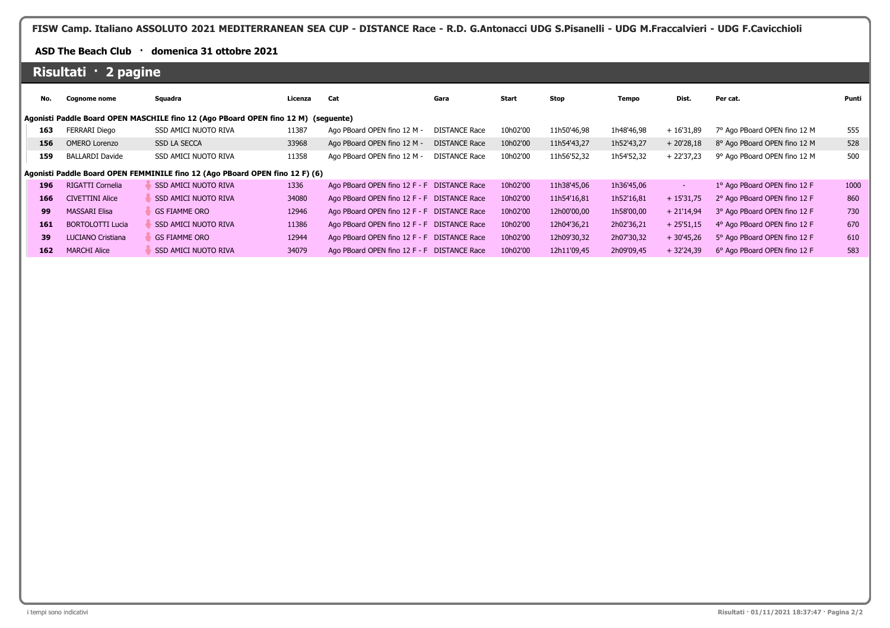FISW Camp. Italiano ASSOLUTO 2021 MEDITERRANEAN SEA CUP - DISTANCE Race - R.D. G.Antonacci UDG S.Pisanelli - UDG M.Fraccalvieri - UDG F.Cavicchioli

ASD The Beach Club · domenica 31 ottobre 2021

## Risultati · 2 pagine

| No. | Cognome nome | Squadra | Licenza | Cat | Gara | Start | Stop | Tempo | Dist. | Per cat. | Punti |
|---|---|---|---|---|---|---|---|---|---|---|---|
| **Agonisti Paddle Board OPEN MASCHILE fino 12 (Ago PBoard OPEN fino 12 M) (seguente)** | | | | | | | | | | | |
| 163 | FERRARI Diego | SSD AMICI NUOTO RIVA | 11387 | Ago PBoard OPEN fino 12 M - | DISTANCE Race | 10h02'00 | 11h50'46,98 | 1h48'46,98 | + 16'31,89 | 7° Ago PBoard OPEN fino 12 M | 555 |
| 156 | OMERO Lorenzo | SSD LA SECCA | 33968 | Ago PBoard OPEN fino 12 M - | DISTANCE Race | 10h02'00 | 11h54'43,27 | 1h52'43,27 | + 20'28,18 | 8° Ago PBoard OPEN fino 12 M | 528 |
| 159 | BALLARDI Davide | SSD AMICI NUOTO RIVA | 11358 | Ago PBoard OPEN fino 12 M - | DISTANCE Race | 10h02'00 | 11h56'52,32 | 1h54'52,32 | + 22'37,23 | 9° Ago PBoard OPEN fino 12 M | 500 |
| **Agonisti Paddle Board OPEN FEMMINILE fino 12 (Ago PBoard OPEN fino 12 F) (6)** | | | | | | | | | | | |
| 196 | RIGATTI Cornelia | SSD AMICI NUOTO RIVA | 1336 | Ago PBoard OPEN fino 12 F - F | DISTANCE Race | 10h02'00 | 11h38'45,06 | 1h36'45,06 | - | 1° Ago PBoard OPEN fino 12 F | 1000 |
| 166 | CIVETTINI Alice | SSD AMICI NUOTO RIVA | 34080 | Ago PBoard OPEN fino 12 F - F | DISTANCE Race | 10h02'00 | 11h54'16,81 | 1h52'16,81 | + 15'31,75 | 2° Ago PBoard OPEN fino 12 F | 860 |
| 99 | MASSARI Elisa | GS FIAMME ORO | 12946 | Ago PBoard OPEN fino 12 F - F | DISTANCE Race | 10h02'00 | 12h00'00,00 | 1h58'00,00 | + 21'14,94 | 3° Ago PBoard OPEN fino 12 F | 730 |
| 161 | BORTOLOTTI Lucia | SSD AMICI NUOTO RIVA | 11386 | Ago PBoard OPEN fino 12 F - F | DISTANCE Race | 10h02'00 | 12h04'36,21 | 2h02'36,21 | + 25'51,15 | 4° Ago PBoard OPEN fino 12 F | 670 |
| 39 | LUCIANO Cristiana | GS FIAMME ORO | 12944 | Ago PBoard OPEN fino 12 F - F | DISTANCE Race | 10h02'00 | 12h09'30,32 | 2h07'30,32 | + 30'45,26 | 5° Ago PBoard OPEN fino 12 F | 610 |
| 162 | MARCHI Alice | SSD AMICI NUOTO RIVA | 34079 | Ago PBoard OPEN fino 12 F - F | DISTANCE Race | 10h02'00 | 12h11'09,45 | 2h09'09,45 | + 32'24,39 | 6° Ago PBoard OPEN fino 12 F | 583 |

i tempi sono indicativi